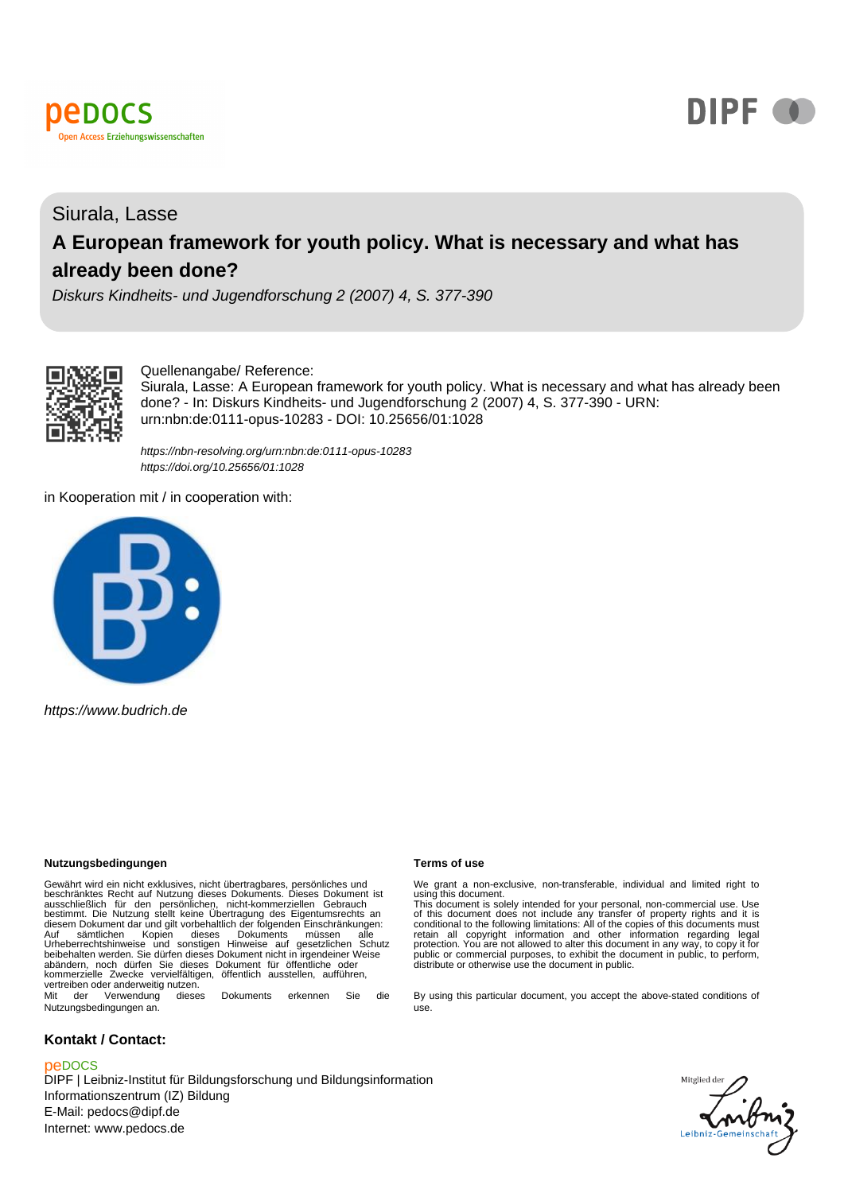peDOCS
Open Access Erziehungswissenschaften

DIPF

Siurala, Lasse

# A European framework for youth policy. What is necessary and what has already been done?

*Diskurs Kindheits- und Jugendforschung 2 (2007) 4, S. 377-390*

Quellenangabe/ Reference:
Siurala, Lasse: A European framework for youth policy. What is necessary and what has already been done? - In: Diskurs Kindheits- und Jugendforschung 2 (2007) 4, S. 377-390 - URN: urn:nbn:de:0111-opus-10283 - DOI: 10.25656/01:1028

*https://nbn-resolving.org/urn:nbn:de:0111-opus-10283*
*https://doi.org/10.25656/01:1028*

in Kooperation mit / in cooperation with:

*https://www.budrich.de*

**Nutzungsbedingungen**

Gewährt wird ein nicht exklusives, nicht übertragbares, persönliches und beschränktes Recht auf Nutzung dieses Dokuments. Dieses Dokument ist ausschließlich für den persönlichen, nicht-kommerziellen Gebrauch bestimmt. Die Nutzung stellt keine Übertragung des Eigentumsrechts an diesem Dokument dar und gilt vorbehaltlich der folgenden Einschränkungen: Auf sämtlichen Kopien dieses Dokuments müssen alle Urheberrechtshinweise und sonstigen Hinweise auf gesetzlichen Schutz beibehalten werden. Sie dürfen dieses Dokument nicht in irgendeiner Weise abändern, noch dürfen Sie dieses Dokument für öffentliche oder kommerzielle Zwecke vervielfältigen, öffentlich ausstellen, aufführen, vertreiben oder anderweitig nutzen.
Mit der Verwendung dieses Dokuments erkennen Sie die Nutzungsbedingungen an.

**Terms of use**

We grant a non-exclusive, non-transferable, individual and limited right to using this document.
This document is solely intended for your personal, non-commercial use. Use of this document does not include any transfer of property rights and it is conditional to the following limitations: All of the copies of this documents must retain all copyright information and other information regarding legal protection. You are not allowed to alter this document in any way, to copy it for public or commercial purposes, to exhibit the document in public, to perform, distribute or otherwise use the document in public.

By using this particular document, you accept the above-stated conditions of use.

**Kontakt / Contact:**

peDOCS
DIPF | Leibniz-Institut für Bildungsforschung und Bildungsinformation
Informationszentrum (IZ) Bildung
E-Mail: pedocs@dipf.de
Internet: www.pedocs.de

Mitglied der Leibniz-Gemeinschaft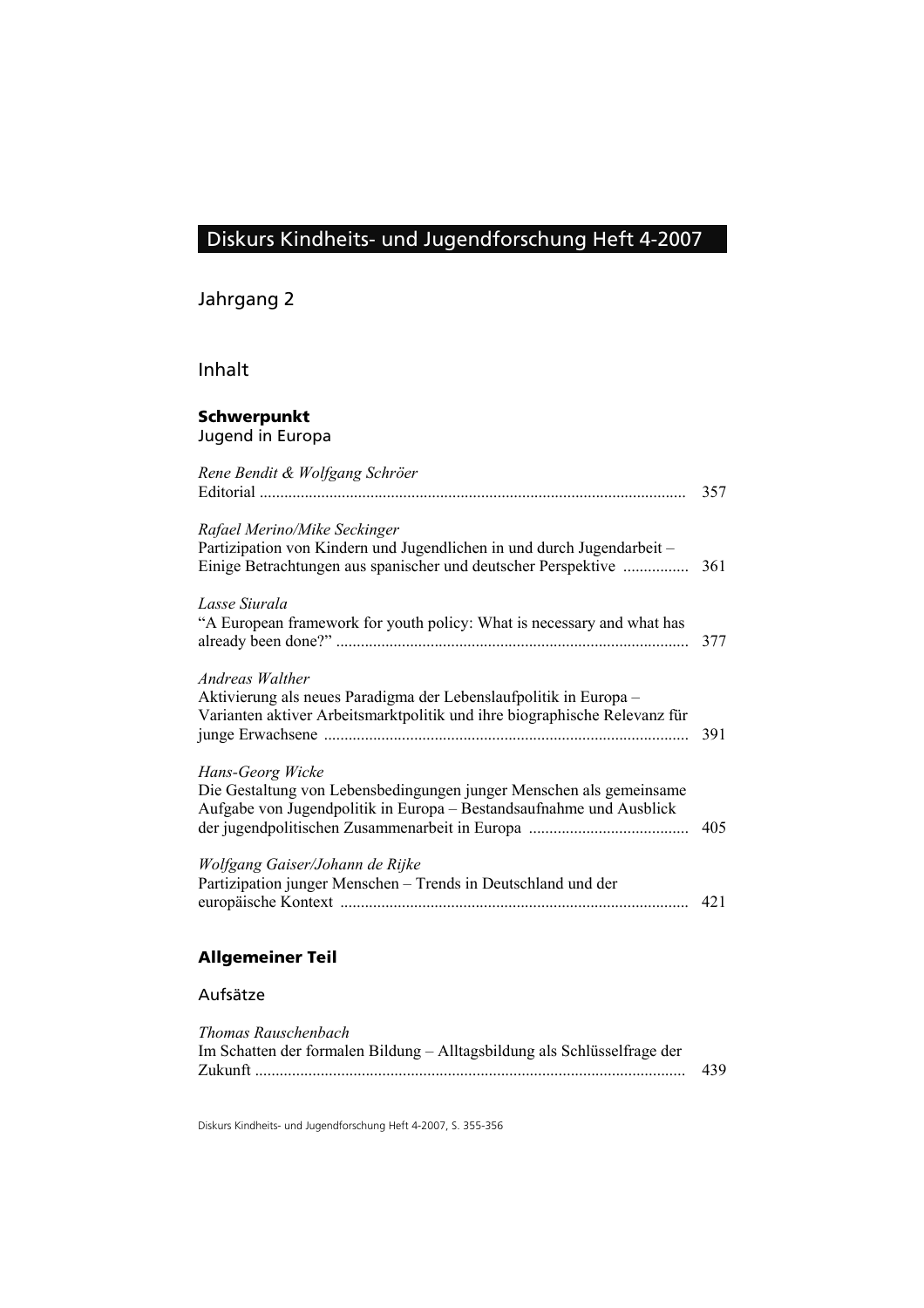# Diskurs Kindheits- und Jugendforschung Heft 4-2007

Jahrgang 2

## Inhalt

**Schwerpunkt**
Jugend in Europa

*Rene Bendit & Wolfgang Schröer*
Editorial ............................................................................................................ 357

*Rafael Merino/Mike Seckinger*
Partizipation von Kindern und Jugendlichen in und durch Jugendarbeit – Einige Betrachtungen aus spanischer und deutscher Perspektive ................ 361

*Lasse Siurala*
"A European framework for youth policy: What is necessary and what has already been done?" ..................................................................................... 377

*Andreas Walther*
Aktivierung als neues Paradigma der Lebenslaufpolitik in Europa – Varianten aktiver Arbeitsmarktpolitik und ihre biographische Relevanz für junge Erwachsene ........................................................................................ 391

*Hans-Georg Wicke*
Die Gestaltung von Lebensbedingungen junger Menschen als gemeinsame Aufgabe von Jugendpolitik in Europa – Bestandsaufnahme und Ausblick der jugendpolitischen Zusammenarbeit in Europa ....................................... 405

*Wolfgang Gaiser/Johann de Rijke*
Partizipation junger Menschen – Trends in Deutschland und der europäische Kontext .................................................................................... 421

**Allgemeiner Teil**

### Aufsätze

*Thomas Rauschenbach*
Im Schatten der formalen Bildung – Alltagsbildung als Schlüsselfrage der Zukunft ........................................................................................................ 439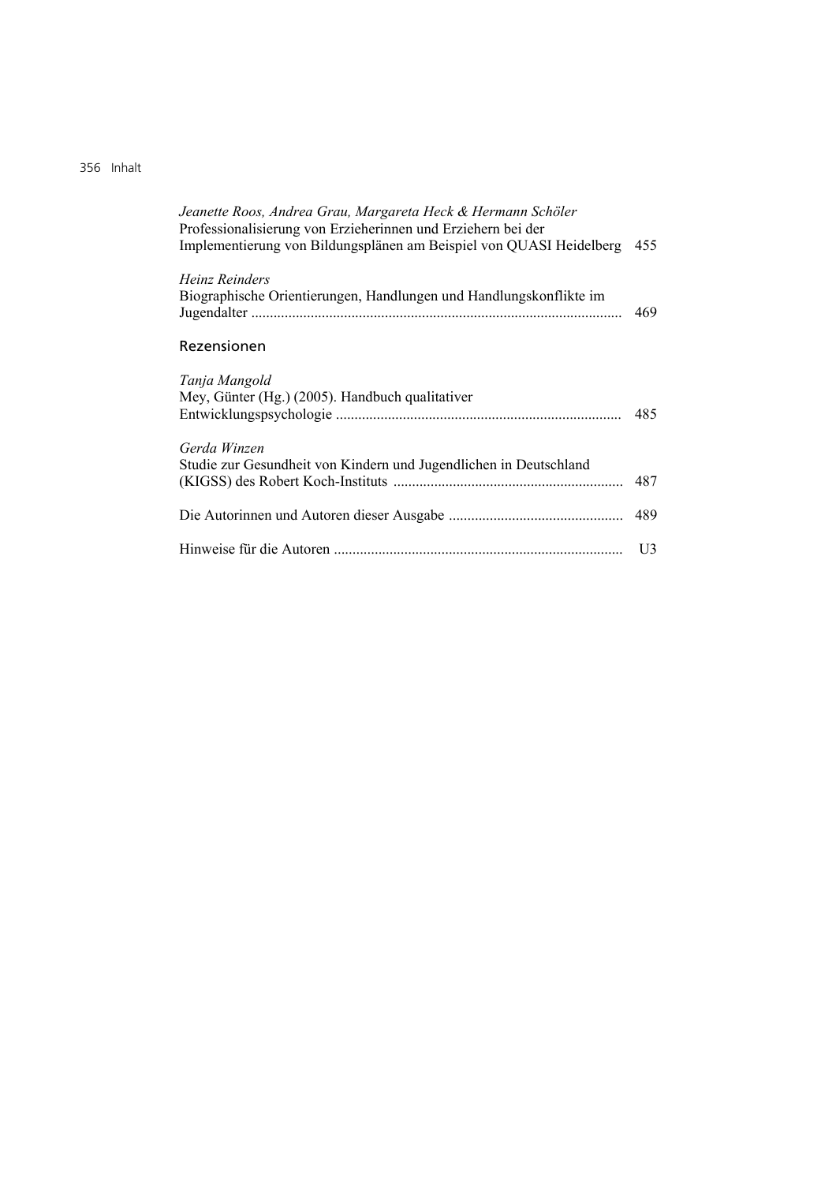*Jeanette Roos, Andrea Grau, Margareta Heck & Hermann Schöler*
Professionalisierung von Erzieherinnen und Erziehern bei der Implementierung von Bildungsplänen am Beispiel von QUASI Heidelberg 455

*Heinz Reinders*
Biographische Orientierungen, Handlungen und Handlungskonflikte im Jugendalter ........................................................................................ 469

## Rezensionen

*Tanja Mangold*
Mey, Günter (Hg.) (2005). Handbuch qualitativer Entwicklungspsychologie ............................................................................ 485

*Gerda Winzen*
Studie zur Gesundheit von Kindern und Jugendlichen in Deutschland (KIGSS) des Robert Koch-Instituts .............................................................. 487

Die Autorinnen und Autoren dieser Ausgabe ............................................... 489

Hinweise für die Autoren ............................................................................. U3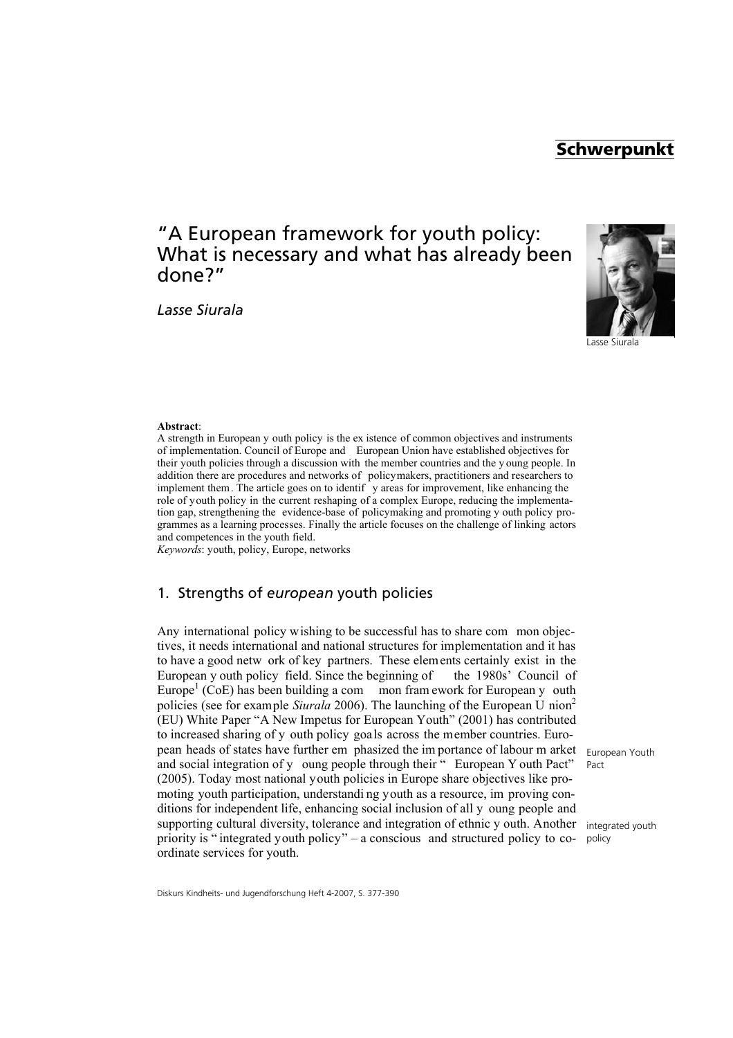Schwerpunkt

# "A European framework for youth policy: What is necessary and what has already been done?"

*Lasse Siurala*

Lasse Siurala

**Abstract**:
A strength in European youth policy is the existence of common objectives and instruments of implementation. Council of Europe and European Union have established objectives for their youth policies through a discussion with the member countries and the young people. In addition there are procedures and networks of policymakers, practitioners and researchers to implement them. The article goes on to identify areas for improvement, like enhancing the role of youth policy in the current reshaping of a complex Europe, reducing the implementation gap, strengthening the evidence-base of policymaking and promoting youth policy programmes as a learning processes. Finally the article focuses on the challenge of linking actors and competences in the youth field.
*Keywords*: youth, policy, Europe, networks

## 1. Strengths of *european* youth policies

Any international policy wishing to be successful has to share common objectives, it needs international and national structures for implementation and it has to have a good network of key partners. These elements certainly exist in the European youth policy field. Since the beginning of the 1980s' Council of Europe[1] (CoE) has been building a common framework for European youth policies (see for example *Siurala* 2006). The launching of the European Union[2] (EU) White Paper "A New Impetus for European Youth" (2001) has contributed to increased sharing of youth policy goals across the member countries. European heads of states have further emphasized the importance of labour market and social integration of young people through their "European Youth Pact" (2005). Today most national youth policies in Europe share objectives like promoting youth participation, understanding youth as a resource, improving conditions for independent life, enhancing social inclusion of all young people and supporting cultural diversity, tolerance and integration of ethnic youth. Another priority is "integrated youth policy" – a conscious and structured policy to coordinate services for youth.

European Youth Pact

integrated youth policy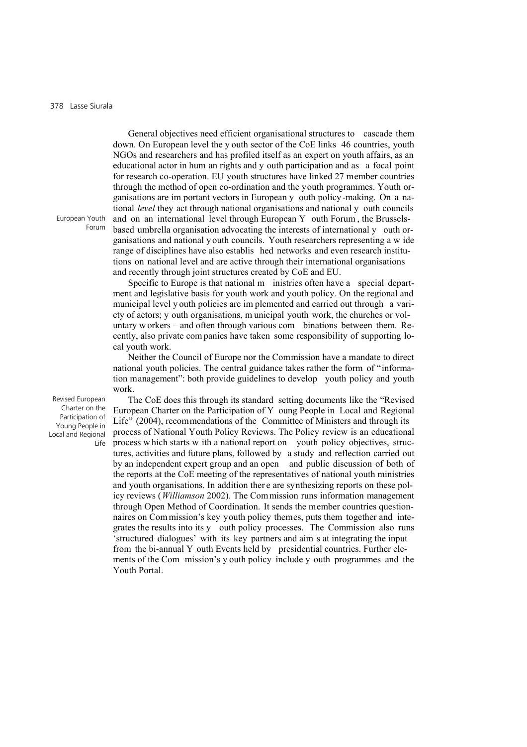General objectives need efficient organisational structures to cascade them down. On European level the youth sector of the CoE links 46 countries, youth NGOs and researchers and has profiled itself as an expert on youth affairs, as an educational actor in human rights and youth participation and as a focal point for research co-operation. EU youth structures have linked 27 member countries through the method of open co-ordination and the youth programmes. Youth organisations are important vectors in European youth policy-making. On a national *level* they act through national organisations and national youth councils and on an international level through European Youth Forum, the Brussels-based umbrella organisation advocating the interests of international youth organisations and national youth councils. Youth researchers representing a wide range of disciplines have also established networks and even research institutions on national level and are active through their international organisations and recently through joint structures created by CoE and EU.

Specific to Europe is that national ministries often have a special department and legislative basis for youth work and youth policy. On the regional and municipal level youth policies are implemented and carried out through a variety of actors; youth organisations, municipal youth work, the churches or voluntary workers – and often through various combinations between them. Recently, also private companies have taken some responsibility of supporting local youth work.

Neither the Council of Europe nor the Commission have a mandate to direct national youth policies. The central guidance takes rather the form of "information management": both provide guidelines to develop youth policy and youth work.

The CoE does this through its standard setting documents like the "Revised European Charter on the Participation of Young People in Local and Regional Life" (2004), recommendations of the Committee of Ministers and through its process of National Youth Policy Reviews. The Policy review is an educational process which starts with a national report on youth policy objectives, structures, activities and future plans, followed by a study and reflection carried out by an independent expert group and an open and public discussion of both of the reports at the CoE meeting of the representatives of national youth ministries and youth organisations. In addition there are synthesizing reports on these policy reviews (*Williamson* 2002). The Commission runs information management through Open Method of Coordination. It sends the member countries questionnaires on Commission's key youth policy themes, puts them together and integrates the results into its youth policy processes. The Commission also runs 'structured dialogues' with its key partners and aims at integrating the input from the bi-annual Youth Events held by presidential countries. Further elements of the Commission's youth policy include youth programmes and the Youth Portal.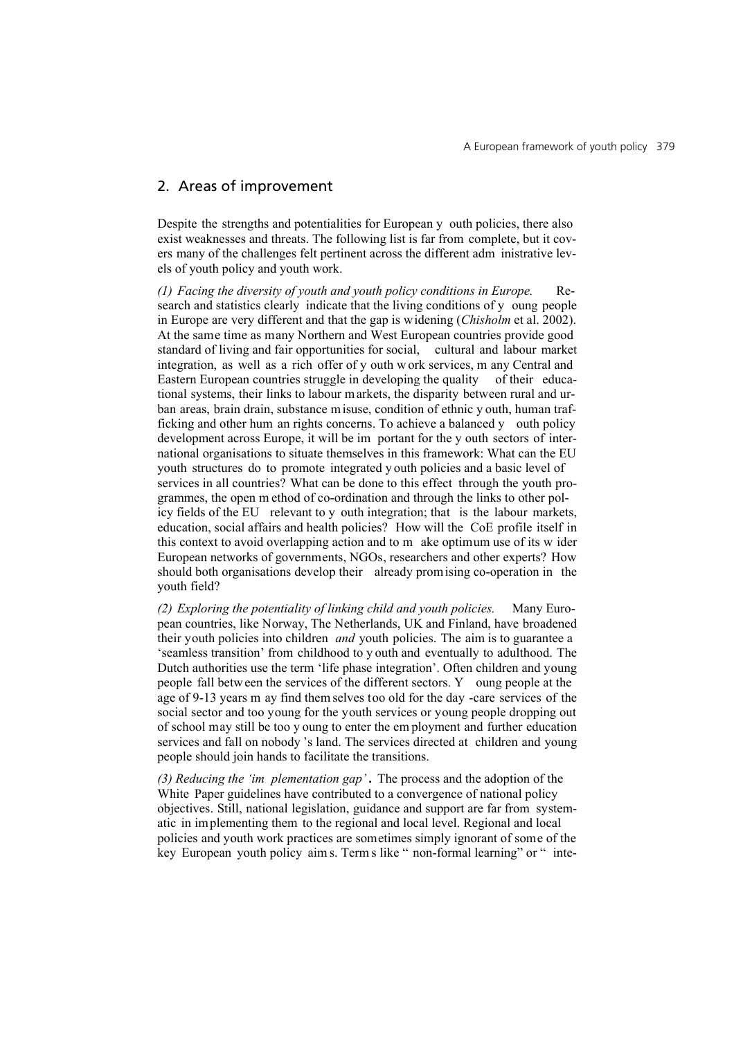## 2. Areas of improvement

Despite the strengths and potentialities for European youth policies, there also exist weaknesses and threats. The following list is far from complete, but it covers many of the challenges felt pertinent across the different administrative levels of youth policy and youth work.

*(1) Facing the diversity of youth and youth policy conditions in Europe.* Research and statistics clearly indicate that the living conditions of young people in Europe are very different and that the gap is widening (*Chisholm* et al. 2002). At the same time as many Northern and West European countries provide good standard of living and fair opportunities for social, cultural and labour market integration, as well as a rich offer of youth work services, many Central and Eastern European countries struggle in developing the quality of their educational systems, their links to labour markets, the disparity between rural and urban areas, brain drain, substance misuse, condition of ethnic youth, human trafficking and other human rights concerns. To achieve a balanced youth policy development across Europe, it will be important for the youth sectors of international organisations to situate themselves in this framework: What can the EU youth structures do to promote integrated youth policies and a basic level of services in all countries? What can be done to this effect through the youth programmes, the open method of co-ordination and through the links to other policy fields of the EU relevant to youth integration; that is the labour markets, education, social affairs and health policies? How will the CoE profile itself in this context to avoid overlapping action and to make optimum use of its wider European networks of governments, NGOs, researchers and other experts? How should both organisations develop their already promising co-operation in the youth field?

*(2) Exploring the potentiality of linking child and youth policies.* Many European countries, like Norway, The Netherlands, UK and Finland, have broadened their youth policies into children *and* youth policies. The aim is to guarantee a 'seamless transition' from childhood to youth and eventually to adulthood. The Dutch authorities use the term 'life phase integration'. Often children and young people fall between the services of the different sectors. Young people at the age of 9-13 years may find themselves too old for the day-care services of the social sector and too young for the youth services or young people dropping out of school may still be too young to enter the employment and further education services and fall on nobody's land. The services directed at children and young people should join hands to facilitate the transitions.

*(3) Reducing the 'implementation gap'***.** The process and the adoption of the White Paper guidelines have contributed to a convergence of national policy objectives. Still, national legislation, guidance and support are far from systematic in implementing them to the regional and local level. Regional and local policies and youth work practices are sometimes simply ignorant of some of the key European youth policy aims. Terms like "non-formal learning" or "inte-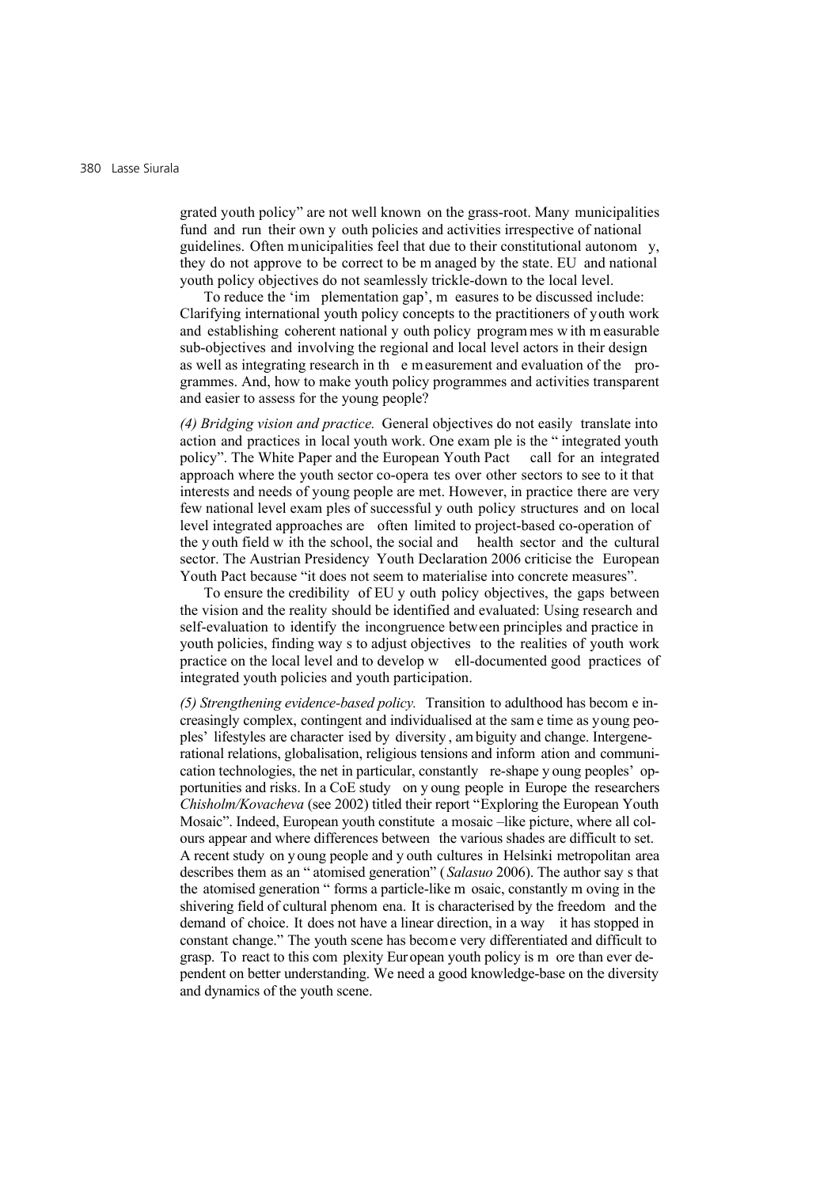grated youth policy" are not well known on the grass-root. Many municipalities fund and run their own youth policies and activities irrespective of national guidelines. Often municipalities feel that due to their constitutional autonomy, they do not approve to be correct to be managed by the state. EU and national youth policy objectives do not seamlessly trickle-down to the local level.

To reduce the 'implementation gap', measures to be discussed include: Clarifying international youth policy concepts to the practitioners of youth work and establishing coherent national youth policy programmes with measurable sub-objectives and involving the regional and local level actors in their design as well as integrating research in the measurement and evaluation of the programmes. And, how to make youth policy programmes and activities transparent and easier to assess for the young people?

*(4) Bridging vision and practice.* General objectives do not easily translate into action and practices in local youth work. One example is the "integrated youth policy". The White Paper and the European Youth Pact call for an integrated approach where the youth sector co-operates over other sectors to see to it that interests and needs of young people are met. However, in practice there are very few national level examples of successful youth policy structures and on local level integrated approaches are often limited to project-based co-operation of the youth field with the school, the social and health sector and the cultural sector. The Austrian Presidency Youth Declaration 2006 criticise the European Youth Pact because "it does not seem to materialise into concrete measures".

To ensure the credibility of EU youth policy objectives, the gaps between the vision and the reality should be identified and evaluated: Using research and self-evaluation to identify the incongruence between principles and practice in youth policies, finding ways to adjust objectives to the realities of youth work practice on the local level and to develop well-documented good practices of integrated youth policies and youth participation.

*(5) Strengthening evidence-based policy.* Transition to adulthood has become increasingly complex, contingent and individualised at the same time as young peoples' lifestyles are characterised by diversity, ambiguity and change. Intergenerational relations, globalisation, religious tensions and information and communication technologies, the net in particular, constantly re-shape young peoples' opportunities and risks. In a CoE study on young people in Europe the researchers *Chisholm/Kovacheva* (see 2002) titled their report "Exploring the European Youth Mosaic". Indeed, European youth constitute a mosaic –like picture, where all colours appear and where differences between the various shades are difficult to set. A recent study on young people and youth cultures in Helsinki metropolitan area describes them as an "atomised generation" (*Salasuo* 2006). The author says that the atomised generation "forms a particle-like mosaic, constantly moving in the shivering field of cultural phenomena. It is characterised by the freedom and the demand of choice. It does not have a linear direction, in a way it has stopped in constant change." The youth scene has become very differentiated and difficult to grasp. To react to this complexity European youth policy is more than ever dependent on better understanding. We need a good knowledge-base on the diversity and dynamics of the youth scene.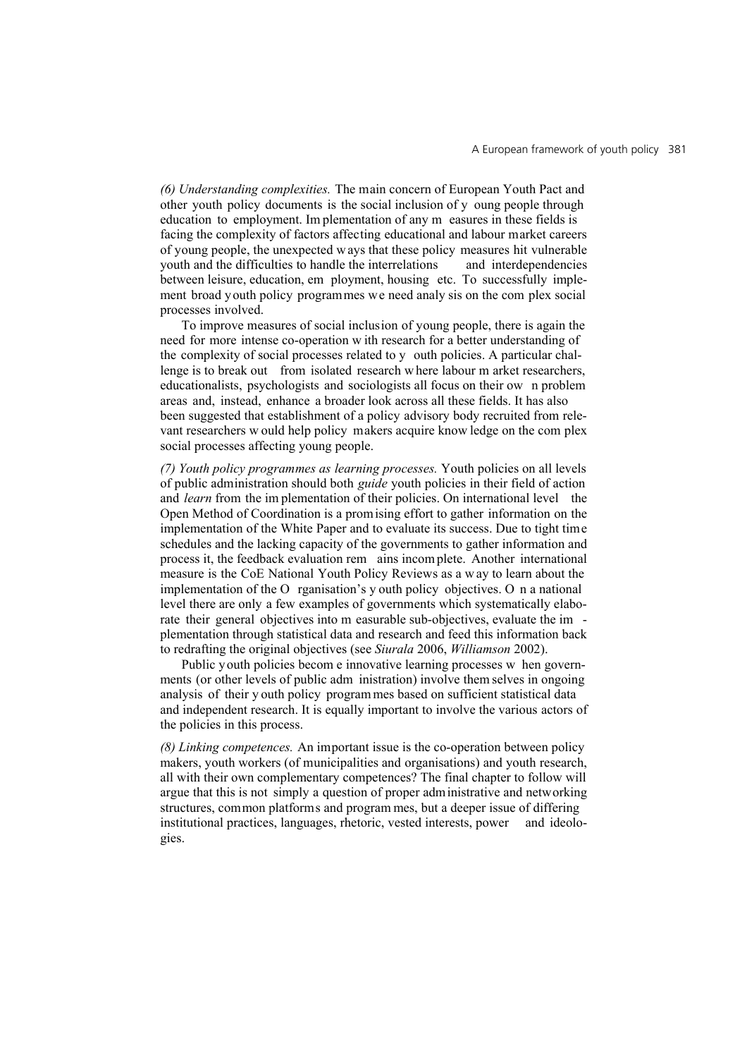*(6) Understanding complexities.* The main concern of European Youth Pact and other youth policy documents is the social inclusion of young people through education to employment. Implementation of any measures in these fields is facing the complexity of factors affecting educational and labour market careers of young people, the unexpected ways that these policy measures hit vulnerable youth and the difficulties to handle the interrelations and interdependencies between leisure, education, employment, housing etc. To successfully implement broad youth policy programmes we need analysis on the complex social processes involved.

To improve measures of social inclusion of young people, there is again the need for more intense co-operation with research for a better understanding of the complexity of social processes related to youth policies. A particular challenge is to break out from isolated research where labour market researchers, educationalists, psychologists and sociologists all focus on their own problem areas and, instead, enhance a broader look across all these fields. It has also been suggested that establishment of a policy advisory body recruited from relevant researchers would help policy makers acquire knowledge on the complex social processes affecting young people.

*(7) Youth policy programmes as learning processes.* Youth policies on all levels of public administration should both *guide* youth policies in their field of action and *learn* from the implementation of their policies. On international level the Open Method of Coordination is a promising effort to gather information on the implementation of the White Paper and to evaluate its success. Due to tight time schedules and the lacking capacity of the governments to gather information and process it, the feedback evaluation remains incomplete. Another international measure is the CoE National Youth Policy Reviews as a way to learn about the implementation of the Organisation's youth policy objectives. On a national level there are only a few examples of governments which systematically elaborate their general objectives into measurable sub-objectives, evaluate the implementation through statistical data and research and feed this information back to redrafting the original objectives (see *Siurala* 2006, *Williamson* 2002).

Public youth policies become innovative learning processes when governments (or other levels of public administration) involve themselves in ongoing analysis of their youth policy programmes based on sufficient statistical data and independent research. It is equally important to involve the various actors of the policies in this process.

*(8) Linking competences.* An important issue is the co-operation between policy makers, youth workers (of municipalities and organisations) and youth research, all with their own complementary competences? The final chapter to follow will argue that this is not simply a question of proper administrative and networking structures, common platforms and programmes, but a deeper issue of differing institutional practices, languages, rhetoric, vested interests, power and ideologies.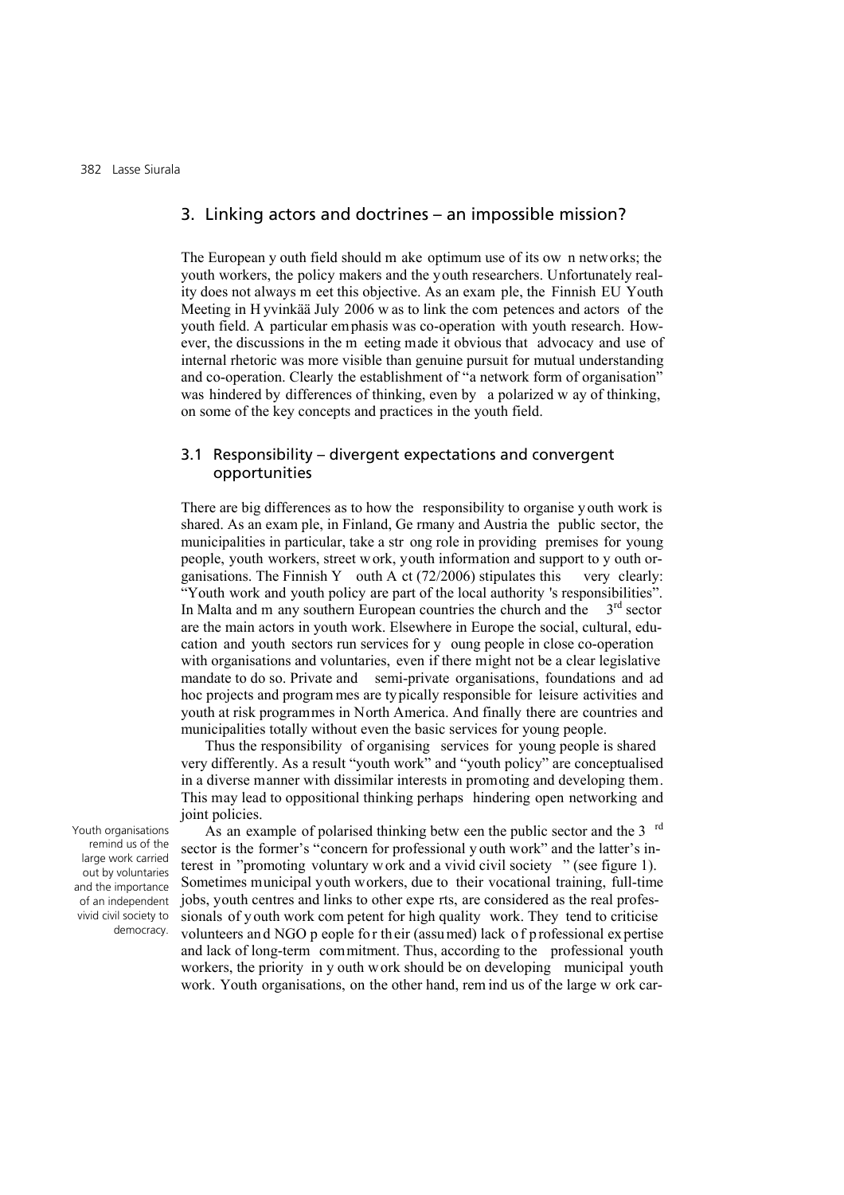## 3. Linking actors and doctrines – an impossible mission?

The European youth field should make optimum use of its own networks; the youth workers, the policy makers and the youth researchers. Unfortunately reality does not always meet this objective. As an example, the Finnish EU Youth Meeting in Hyvinkää July 2006 was to link the competences and actors of the youth field. A particular emphasis was co-operation with youth research. However, the discussions in the meeting made it obvious that advocacy and use of internal rhetoric was more visible than genuine pursuit for mutual understanding and co-operation. Clearly the establishment of "a network form of organisation" was hindered by differences of thinking, even by a polarized way of thinking, on some of the key concepts and practices in the youth field.

### 3.1 Responsibility – divergent expectations and convergent opportunities

There are big differences as to how the responsibility to organise youth work is shared. As an example, in Finland, Germany and Austria the public sector, the municipalities in particular, take a strong role in providing premises for young people, youth workers, street work, youth information and support to youth organisations. The Finnish Youth Act (72/2006) stipulates this very clearly: "Youth work and youth policy are part of the local authority 's responsibilities". In Malta and many southern European countries the church and the 3rd sector are the main actors in youth work. Elsewhere in Europe the social, cultural, education and youth sectors run services for young people in close co-operation with organisations and voluntaries, even if there might not be a clear legislative mandate to do so. Private and semi-private organisations, foundations and ad hoc projects and programmes are typically responsible for leisure activities and youth at risk programmes in North America. And finally there are countries and municipalities totally without even the basic services for young people.

Thus the responsibility of organising services for young people is shared very differently. As a result "youth work" and "youth policy" are conceptualised in a diverse manner with dissimilar interests in promoting and developing them. This may lead to oppositional thinking perhaps hindering open networking and joint policies.

*Youth organisations remind us of the large work carried out by voluntaries and the importance of an independent vivid civil society to democracy.*

As an example of polarised thinking between the public sector and the 3rd sector is the former's "concern for professional youth work" and the latter's interest in "promoting voluntary work and a vivid civil society" (see figure 1). Sometimes municipal youth workers, due to their vocational training, full-time jobs, youth centres and links to other experts, are considered as the real professionals of youth work competent for high quality work. They tend to criticise volunteers and NGO people for their (assumed) lack of professional expertise and lack of long-term commitment. Thus, according to the professional youth workers, the priority in youth work should be on developing municipal youth work. Youth organisations, on the other hand, remind us of the large work car-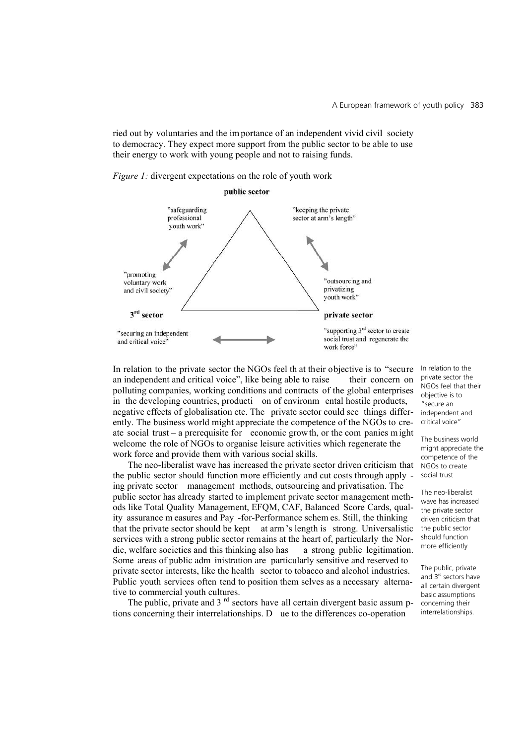ried out by voluntaries and the importance of an independent vivid civil society to democracy. They expect more support from the public sector to be able to use their energy to work with young people and not to raising funds.

*Figure 1:* divergent expectations on the role of youth work

**public sector**

"safeguarding professional youth work"

"keeping the private sector at arm's length"

"promoting voluntary work and civil society"

"outsourcing and privatizing youth work"

**3rd sector**

**private sector**

"securing an independent and critical voice"

"supporting 3rd sector to create social trust and regenerate the work force"

In relation to the private sector the NGOs feel that their objective is to "secure an independent and critical voice", like being able to raise their concern on polluting companies, working conditions and contracts of the global enterprises in the developing countries, production of environmental hostile products, negative effects of globalisation etc. The private sector could see things differently. The business world might appreciate the competence of the NGOs to create social trust – a prerequisite for economic growth, or the companies might welcome the role of NGOs to organise leisure activities which regenerate the work force and provide them with various social skills.

The neo-liberalist wave has increased the private sector driven criticism that the public sector should function more efficiently and cut costs through applying private sector management methods, outsourcing and privatisation. The public sector has already started to implement private sector management methods like Total Quality Management, EFQM, CAF, Balanced Score Cards, quality assurance measures and Pay-for-Performance schemes. Still, the thinking that the private sector should be kept at arm's length is strong. Universalistic services with a strong public sector remains at the heart of, particularly the Nordic, welfare societies and this thinking also has a strong public legitimation. Some areas of public administration are particularly sensitive and reserved to private sector interests, like the health sector to tobacco and alcohol industries. Public youth services often tend to position themselves as a necessary alternative to commercial youth cultures.

The public, private and 3rd sectors have all certain divergent basic assumptions concerning their interrelationships. Due to the differences co-operation

In relation to the private sector the NGOs feel that their objective is to "secure an independent and critical voice"

The business world might appreciate the competence of the NGOs to create social trust

The neo-liberalist wave has increased the private sector driven criticism that the public sector should function more efficiently

The public, private and 3rd sectors have all certain divergent basic assumptions concerning their interrelationships.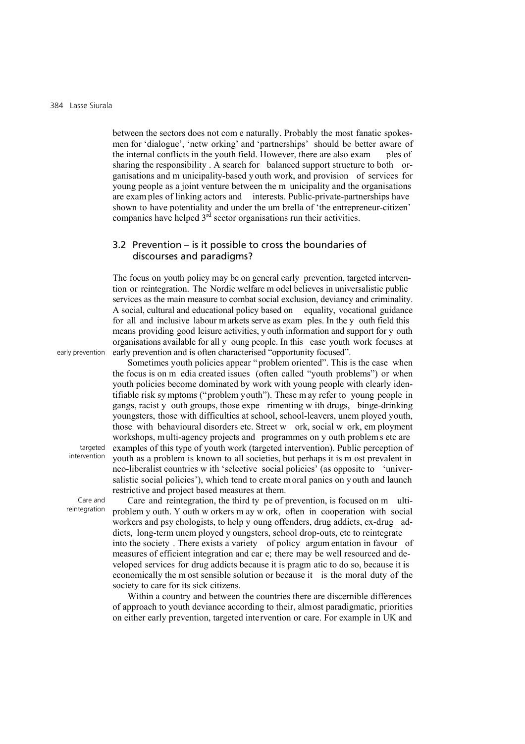between the sectors does not come naturally. Probably the most fanatic spokesmen for 'dialogue', 'networking' and 'partnerships' should be better aware of the internal conflicts in the youth field. However, there are also examples of sharing the responsibility. A search for balanced support structure to both organisations and municipality-based youth work, and provision of services for young people as a joint venture between the municipality and the organisations are examples of linking actors and interests. Public-private-partnerships have shown to have potentiality and under the umbrella of 'the entrepreneur-citizen' companies have helped 3rd sector organisations run their activities.

### 3.2 Prevention – is it possible to cross the boundaries of discourses and paradigms?

The focus on youth policy may be on general early prevention, targeted intervention or reintegration. The Nordic welfare model believes in universalistic public services as the main measure to combat social exclusion, deviancy and criminality. A social, cultural and educational policy based on equality, vocational guidance for all and inclusive labour markets serve as examples. In the youth field this means providing good leisure activities, youth information and support for youth organisations available for all young people. In this case youth work focuses at early prevention and is often characterised "opportunity focused".

*early prevention*

Sometimes youth policies appear "problem oriented". This is the case when the focus is on media created issues (often called "youth problems") or when youth policies become dominated by work with young people with clearly identifiable risk symptoms ("problem youth"). These may refer to young people in gangs, racist youth groups, those experimenting with drugs, binge-drinking youngsters, those with difficulties at school, school-leavers, unemployed youth, those with behavioural disorders etc. Street work, social work, employment workshops, multi-agency projects and programmes on youth problems etc are examples of this type of youth work (targeted intervention). Public perception of youth as a problem is known to all societies, but perhaps it is most prevalent in neo-liberalist countries with 'selective social policies' (as opposite to 'universalistic social policies'), which tend to create moral panics on youth and launch restrictive and project based measures at them.

*targeted intervention*

*Care and reintegration*

Care and reintegration, the third type of prevention, is focused on multi-problem youth. Youth workers may work, often in cooperation with social workers and psychologists, to help young offenders, drug addicts, ex-drug addicts, long-term unemployed youngsters, school drop-outs, etc to reintegrate into the society. There exists a variety of policy argumentation in favour of measures of efficient integration and care; there may be well resourced and developed services for drug addicts because it is pragmatic to do so, because it is economically the most sensible solution or because it is the moral duty of the society to care for its sick citizens.

Within a country and between the countries there are discernible differences of approach to youth deviance according to their, almost paradigmatic, priorities on either early prevention, targeted intervention or care. For example in UK and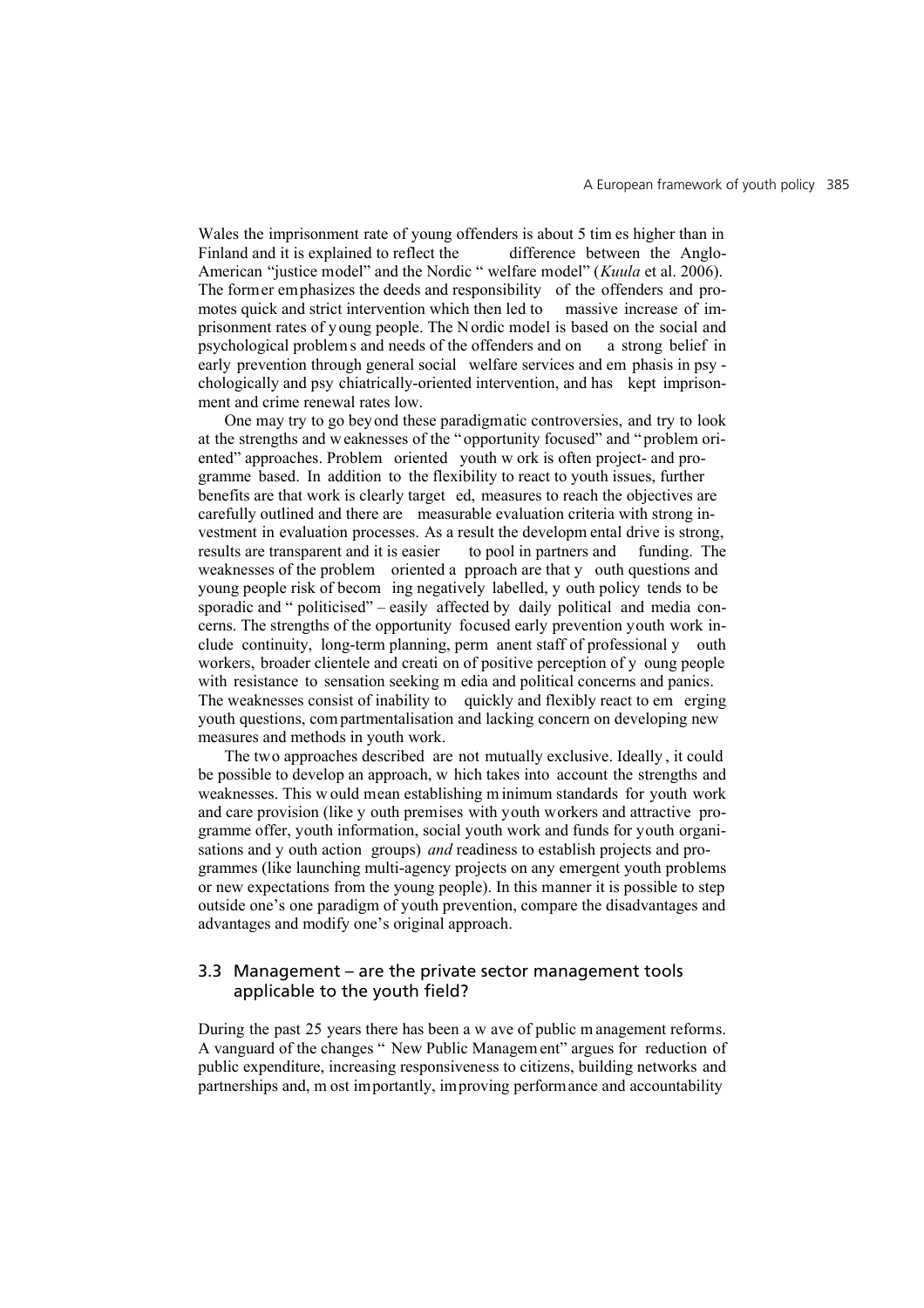Wales the imprisonment rate of young offenders is about 5 times higher than in Finland and it is explained to reflect the difference between the Anglo-American "justice model" and the Nordic "welfare model" (*Kuula* et al. 2006). The former emphasizes the deeds and responsibility of the offenders and promotes quick and strict intervention which then led to massive increase of imprisonment rates of young people. The Nordic model is based on the social and psychological problems and needs of the offenders and on a strong belief in early prevention through general social welfare services and emphasis in psychologically and psychiatrically-oriented intervention, and has kept imprisonment and crime renewal rates low.

One may try to go beyond these paradigmatic controversies, and try to look at the strengths and weaknesses of the "opportunity focused" and "problem oriented" approaches. Problem oriented youth work is often project- and programme based. In addition to the flexibility to react to youth issues, further benefits are that work is clearly targeted, measures to reach the objectives are carefully outlined and there are measurable evaluation criteria with strong investment in evaluation processes. As a result the developmental drive is strong, results are transparent and it is easier to pool in partners and funding. The weaknesses of the problem oriented approach are that youth questions and young people risk of becoming negatively labelled, youth policy tends to be sporadic and "politicised" – easily affected by daily political and media concerns. The strengths of the opportunity focused early prevention youth work include continuity, long-term planning, permanent staff of professional youth workers, broader clientele and creation of positive perception of young people with resistance to sensation seeking media and political concerns and panics. The weaknesses consist of inability to quickly and flexibly react to emerging youth questions, compartmentalisation and lacking concern on developing new measures and methods in youth work.

The two approaches described are not mutually exclusive. Ideally, it could be possible to develop an approach, which takes into account the strengths and weaknesses. This would mean establishing minimum standards for youth work and care provision (like youth premises with youth workers and attractive programme offer, youth information, social youth work and funds for youth organisations and youth action groups) *and* readiness to establish projects and programmes (like launching multi-agency projects on any emergent youth problems or new expectations from the young people). In this manner it is possible to step outside one's one paradigm of youth prevention, compare the disadvantages and advantages and modify one's original approach.

### 3.3 Management – are the private sector management tools applicable to the youth field?

During the past 25 years there has been a wave of public management reforms. A vanguard of the changes "New Public Management" argues for reduction of public expenditure, increasing responsiveness to citizens, building networks and partnerships and, most importantly, improving performance and accountability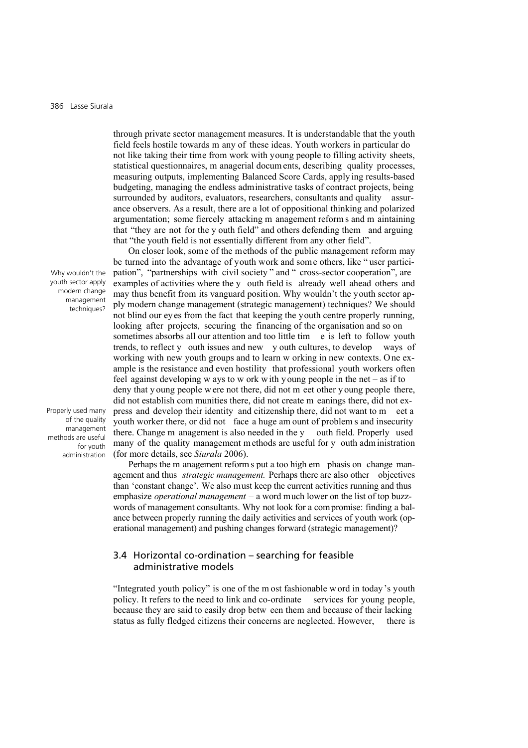through private sector management measures. It is understandable that the youth field feels hostile towards many of these ideas. Youth workers in particular do not like taking their time from work with young people to filling activity sheets, statistical questionnaires, managerial documents, describing quality processes, measuring outputs, implementing Balanced Score Cards, applying results-based budgeting, managing the endless administrative tasks of contract projects, being surrounded by auditors, evaluators, researchers, consultants and quality assurance observers. As a result, there are a lot of oppositional thinking and polarized argumentation; some fiercely attacking management reforms and maintaining that "they are not for the youth field" and others defending them and arguing that "the youth field is not essentially different from any other field".

Why wouldn't the youth sector apply modern change management techniques?

On closer look, some of the methods of the public management reform may be turned into the advantage of youth work and some others, like "user participation", "partnerships with civil society" and "cross-sector cooperation", are examples of activities where the youth field is already well ahead others and may thus benefit from its vanguard position. Why wouldn't the youth sector apply modern change management (strategic management) techniques? We should not blind our eyes from the fact that keeping the youth centre properly running, looking after projects, securing the financing of the organisation and so on sometimes absorbs all our attention and too little time is left to follow youth trends, to reflect youth issues and new youth cultures, to develop ways of working with new youth groups and to learn working in new contexts. One example is the resistance and even hostility that professional youth workers often feel against developing ways to work with young people in the net – as if to deny that young people were not there, did not meet other young people there, did not establish communities there, did not create meanings there, did not express and develop their identity and citizenship there, did not want to meet a youth worker there, or did not face a huge amount of problems and insecurity there. Change management is also needed in the youth field. Properly used many of the quality management methods are useful for youth administration (for more details, see *Siurala* 2006).

Properly used many of the quality management methods are useful for youth administration

Perhaps the management reforms put a too high emphasis on change management and thus *strategic management.* Perhaps there are also other objectives than 'constant change'. We also must keep the current activities running and thus emphasize *operational management* – a word much lower on the list of top buzzwords of management consultants. Why not look for a compromise: finding a balance between properly running the daily activities and services of youth work (operational management) and pushing changes forward (strategic management)?

### 3.4 Horizontal co-ordination – searching for feasible administrative models

"Integrated youth policy" is one of the most fashionable word in today's youth policy. It refers to the need to link and co-ordinate services for young people, because they are said to easily drop between them and because of their lacking status as fully fledged citizens their concerns are neglected. However, there is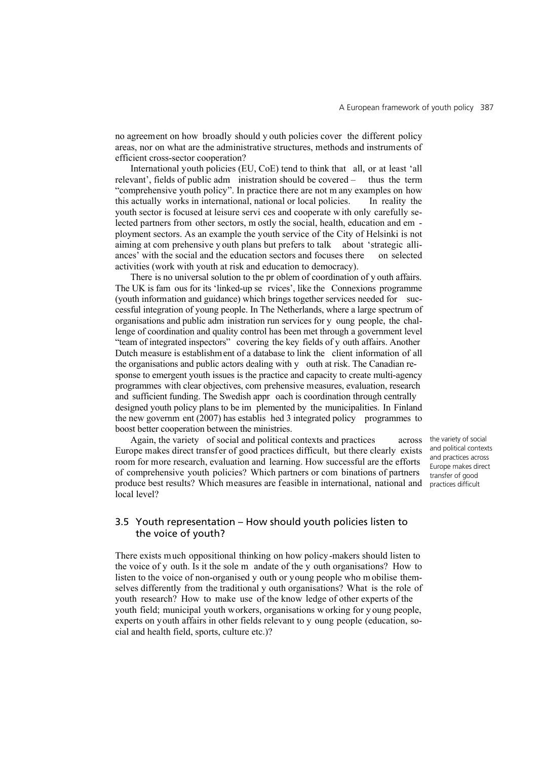no agreement on how broadly should youth policies cover the different policy areas, nor on what are the administrative structures, methods and instruments of efficient cross-sector cooperation?

International youth policies (EU, CoE) tend to think that all, or at least 'all relevant', fields of public administration should be covered – thus the term "comprehensive youth policy". In practice there are not many examples on how this actually works in international, national or local policies. In reality the youth sector is focused at leisure services and cooperate with only carefully selected partners from other sectors, mostly the social, health, education and employment sectors. As an example the youth service of the City of Helsinki is not aiming at comprehensive youth plans but prefers to talk about 'strategic alliances' with the social and the education sectors and focuses there on selected activities (work with youth at risk and education to democracy).

There is no universal solution to the problem of coordination of youth affairs. The UK is famous for its 'linked-up services', like the Connexions programme (youth information and guidance) which brings together services needed for successful integration of young people. In The Netherlands, where a large spectrum of organisations and public administration run services for young people, the challenge of coordination and quality control has been met through a government level "team of integrated inspectors" covering the key fields of youth affairs. Another Dutch measure is establishment of a database to link the client information of all the organisations and public actors dealing with youth at risk. The Canadian response to emergent youth issues is the practice and capacity to create multi-agency programmes with clear objectives, comprehensive measures, evaluation, research and sufficient funding. The Swedish approach is coordination through centrally designed youth policy plans to be implemented by the municipalities. In Finland the new government (2007) has established 3 integrated policy programmes to boost better cooperation between the ministries.

Again, the variety of social and political contexts and practices across Europe makes direct transfer of good practices difficult, but there clearly exists room for more research, evaluation and learning. How successful are the efforts of comprehensive youth policies? Which partners or combinations of partners produce best results? Which measures are feasible in international, national and local level?

the variety of social and political contexts and practices across Europe makes direct transfer of good practices difficult

### 3.5 Youth representation – How should youth policies listen to the voice of youth?

There exists much oppositional thinking on how policy-makers should listen to the voice of youth. Is it the sole mandate of the youth organisations? How to listen to the voice of non-organised youth or young people who mobilise themselves differently from the traditional youth organisations? What is the role of youth research? How to make use of the knowledge of other experts of the youth field; municipal youth workers, organisations working for young people, experts on youth affairs in other fields relevant to young people (education, social and health field, sports, culture etc.)?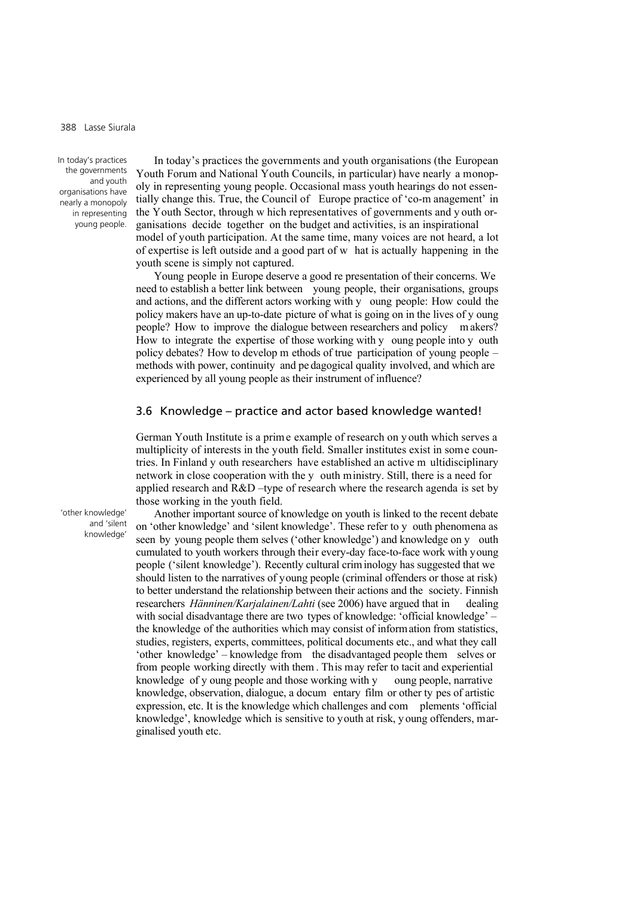In today's practices the governments and youth organisations have nearly a monopoly in representing young people.

In today's practices the governments and youth organisations (the European Youth Forum and National Youth Councils, in particular) have nearly a monopoly in representing young people. Occasional mass youth hearings do not essentially change this. True, the Council of Europe practice of 'co-management' in the Youth Sector, through which representatives of governments and youth organisations decide together on the budget and activities, is an inspirational model of youth participation. At the same time, many voices are not heard, a lot of expertise is left outside and a good part of what is actually happening in the youth scene is simply not captured.

Young people in Europe deserve a good representation of their concerns. We need to establish a better link between young people, their organisations, groups and actions, and the different actors working with young people: How could the policy makers have an up-to-date picture of what is going on in the lives of young people? How to improve the dialogue between researchers and policy makers? How to integrate the expertise of those working with young people into youth policy debates? How to develop methods of true participation of young people – methods with power, continuity and pedagogical quality involved, and which are experienced by all young people as their instrument of influence?

## 3.6 Knowledge – practice and actor based knowledge wanted!

German Youth Institute is a prime example of research on youth which serves a multiplicity of interests in the youth field. Smaller institutes exist in some countries. In Finland youth researchers have established an active multidisciplinary network in close cooperation with the youth ministry. Still, there is a need for applied research and R&D –type of research where the research agenda is set by those working in the youth field.

'other knowledge' and 'silent knowledge'

Another important source of knowledge on youth is linked to the recent debate on 'other knowledge' and 'silent knowledge'. These refer to youth phenomena as seen by young people themselves ('other knowledge') and knowledge on youth cumulated to youth workers through their every-day face-to-face work with young people ('silent knowledge'). Recently cultural criminology has suggested that we should listen to the narratives of young people (criminal offenders or those at risk) to better understand the relationship between their actions and the society. Finnish researchers *Hänninen/Karjalainen/Lahti* (see 2006) have argued that in dealing with social disadvantage there are two types of knowledge: 'official knowledge' – the knowledge of the authorities which may consist of information from statistics, studies, registers, experts, committees, political documents etc., and what they call 'other knowledge' – knowledge from the disadvantaged people themselves or from people working directly with them. This may refer to tacit and experiential knowledge of young people and those working with young people, narrative knowledge, observation, dialogue, a documentary film or other types of artistic expression, etc. It is the knowledge which challenges and complements 'official knowledge', knowledge which is sensitive to youth at risk, young offenders, marginalised youth etc.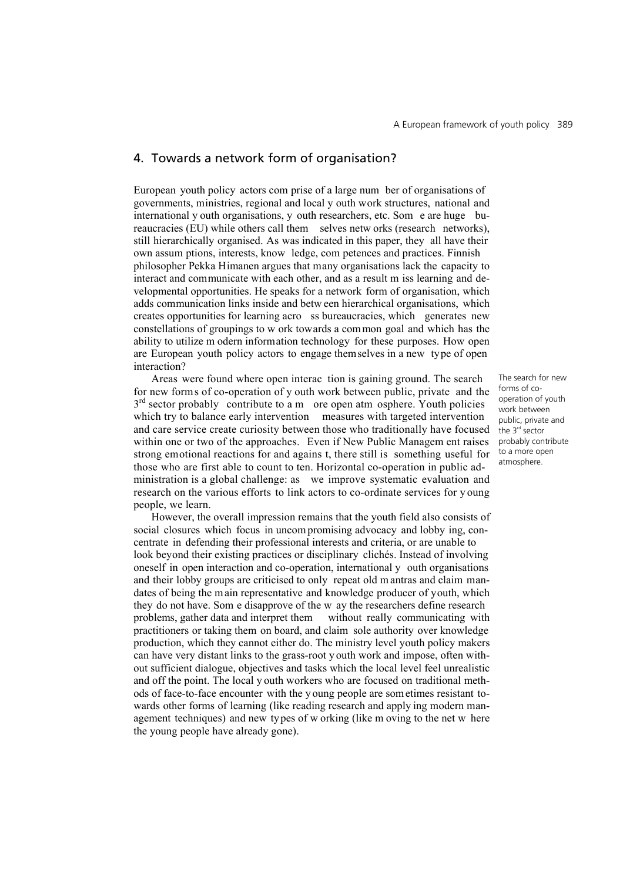## 4. Towards a network form of organisation?

European youth policy actors comprise of a large number of organisations of governments, ministries, regional and local youth work structures, national and international youth organisations, youth researchers, etc. Some are huge bureaucracies (EU) while others call themselves networks (research networks), still hierarchically organised. As was indicated in this paper, they all have their own assumptions, interests, knowledge, competences and practices. Finnish philosopher Pekka Himanen argues that many organisations lack the capacity to interact and communicate with each other, and as a result miss learning and developmental opportunities. He speaks for a network form of organisation, which adds communication links inside and between hierarchical organisations, which creates opportunities for learning across bureaucracies, which generates new constellations of groupings to work towards a common goal and which has the ability to utilize modern information technology for these purposes. How open are European youth policy actors to engage themselves in a new type of open interaction?

Areas were found where open interaction is gaining ground. The search for new forms of co-operation of youth work between public, private and the 3rd sector probably contribute to a more open atmosphere. Youth policies which try to balance early intervention measures with targeted intervention and care service create curiosity between those who traditionally have focused within one or two of the approaches. Even if New Public Management raises strong emotional reactions for and against, there still is something useful for those who are first able to count to ten. Horizontal co-operation in public administration is a global challenge: as we improve systematic evaluation and research on the various efforts to link actors to co-ordinate services for young people, we learn.

> The search for new forms of co-operation of youth work between public, private and the 3rd sector probably contribute to a more open atmosphere.

However, the overall impression remains that the youth field also consists of social closures which focus in uncompromising advocacy and lobbying, concentrate in defending their professional interests and criteria, or are unable to look beyond their existing practices or disciplinary clichés. Instead of involving oneself in open interaction and co-operation, international youth organisations and their lobby groups are criticised to only repeat old mantras and claim mandates of being the main representative and knowledge producer of youth, which they do not have. Some disapprove of the way the researchers define research problems, gather data and interpret them without really communicating with practitioners or taking them on board, and claim sole authority over knowledge production, which they cannot either do. The ministry level youth policy makers can have very distant links to the grass-root youth work and impose, often without sufficient dialogue, objectives and tasks which the local level feel unrealistic and off the point. The local youth workers who are focused on traditional methods of face-to-face encounter with the young people are sometimes resistant towards other forms of learning (like reading research and applying modern management techniques) and new types of working (like moving to the net where the young people have already gone).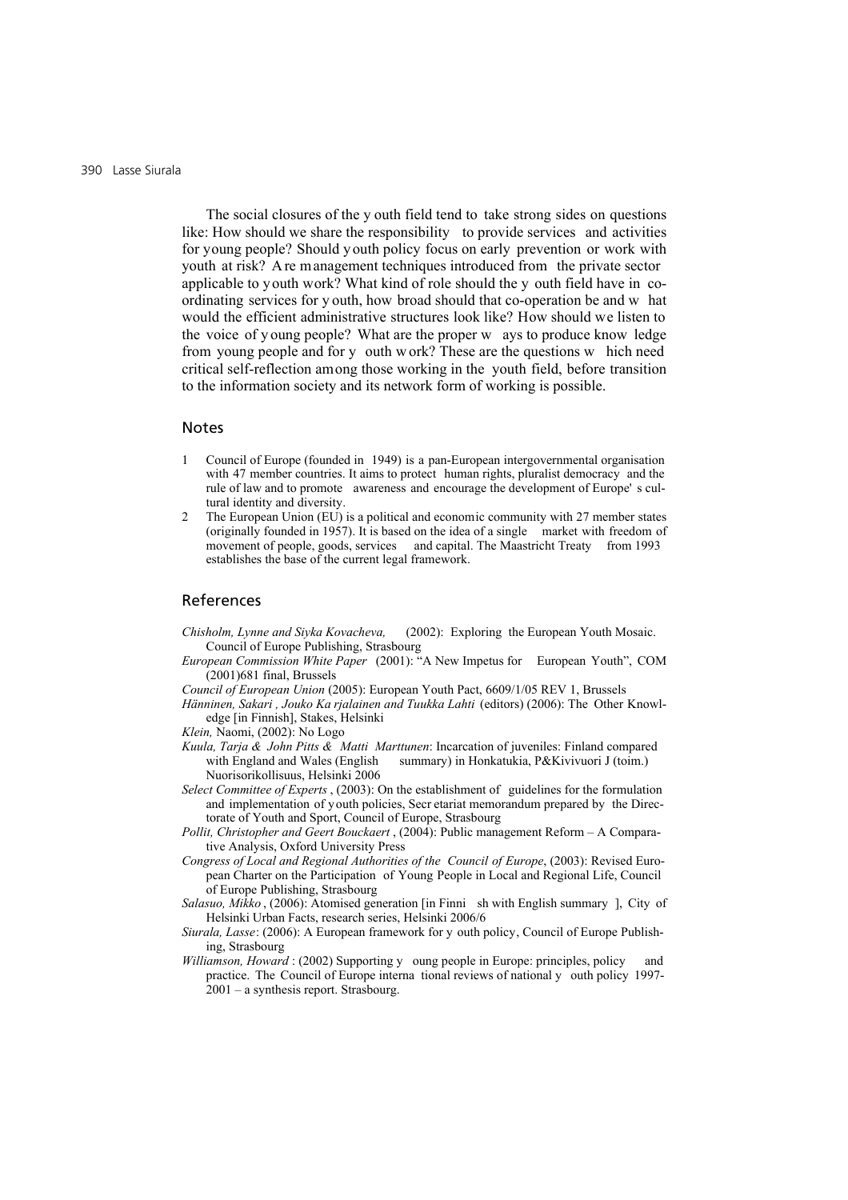The social closures of the youth field tend to take strong sides on questions like: How should we share the responsibility to provide services and activities for young people? Should youth policy focus on early prevention or work with youth at risk? Are management techniques introduced from the private sector applicable to youth work? What kind of role should the youth field have in co-ordinating services for youth, how broad should that co-operation be and what would the efficient administrative structures look like? How should we listen to the voice of young people? What are the proper ways to produce knowledge from young people and for youth work? These are the questions which need critical self-reflection among those working in the youth field, before transition to the information society and its network form of working is possible.

## Notes

1. Council of Europe (founded in 1949) is a pan-European intergovernmental organisation with 47 member countries. It aims to protect human rights, pluralist democracy and the rule of law and to promote awareness and encourage the development of Europe's cultural identity and diversity.
2. The European Union (EU) is a political and economic community with 27 member states (originally founded in 1957). It is based on the idea of a single market with freedom of movement of people, goods, services and capital. The Maastricht Treaty from 1993 establishes the base of the current legal framework.

## References

*Chisholm, Lynne and Siyka Kovacheva,* (2002): Exploring the European Youth Mosaic. Council of Europe Publishing, Strasbourg

*European Commission White Paper* (2001): "A New Impetus for European Youth", COM (2001)681 final, Brussels

*Council of European Union* (2005): European Youth Pact, 6609/1/05 REV 1, Brussels

*Hänninen, Sakari , Jouko Karjalainen and Tuukka Lahti* (editors) (2006): The Other Knowledge [in Finnish], Stakes, Helsinki

*Klein,* Naomi, (2002): No Logo

*Kuula, Tarja & John Pitts & Matti Marttunen*: Incarcation of juveniles: Finland compared with England and Wales (English summary) in Honkatukia, P&Kivivuori J (toim.) Nuorisorikollisuus, Helsinki 2006

*Select Committee of Experts* , (2003): On the establishment of guidelines for the formulation and implementation of youth policies, Secretariat memorandum prepared by the Directorate of Youth and Sport, Council of Europe, Strasbourg

*Pollit, Christopher and Geert Bouckaert* , (2004): Public management Reform – A Comparative Analysis, Oxford University Press

*Congress of Local and Regional Authorities of the Council of Europe*, (2003): Revised European Charter on the Participation of Young People in Local and Regional Life, Council of Europe Publishing, Strasbourg

*Salasuo, Mikko* , (2006): Atomised generation [in Finnish with English summary ], City of Helsinki Urban Facts, research series, Helsinki 2006/6

*Siurala, Lasse*: (2006): A European framework for youth policy, Council of Europe Publishing, Strasbourg

*Williamson, Howard* : (2002) Supporting young people in Europe: principles, policy and practice. The Council of Europe international reviews of national youth policy 1997-2001 – a synthesis report. Strasbourg.